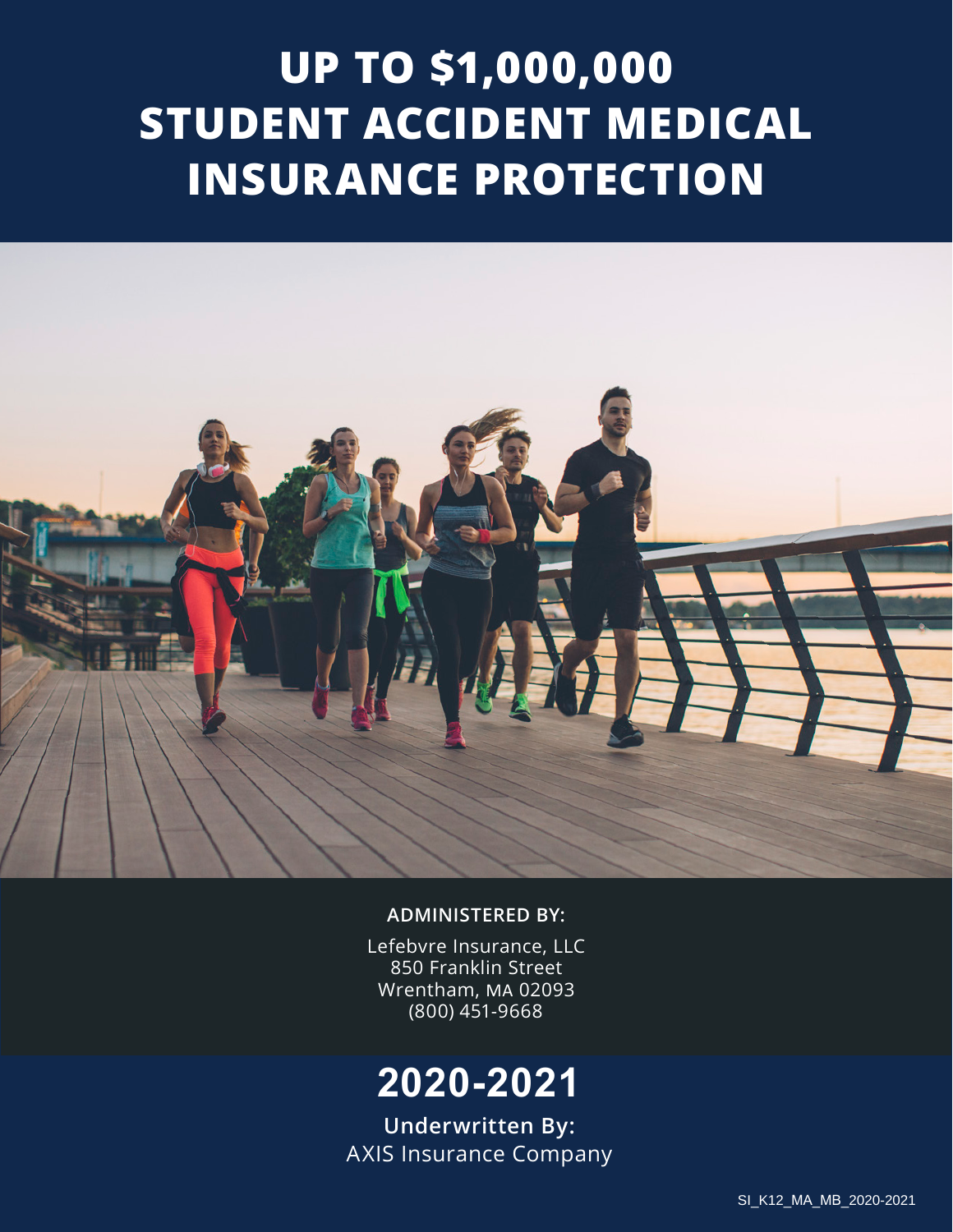# UP TO $1,000,000 STUDENT ACCIDENT MEDICAL INSURANCE PROTECTION

**ADMINISTERED BY:**

Lefebvre Insurance, LLC
850 Franklin Street
Wrentham, MA 02093
(800) 451-9668

## 2020-2021

**Underwritten By:**
AXIS Insurance Company

SI_K12_MA_MB_2020-2021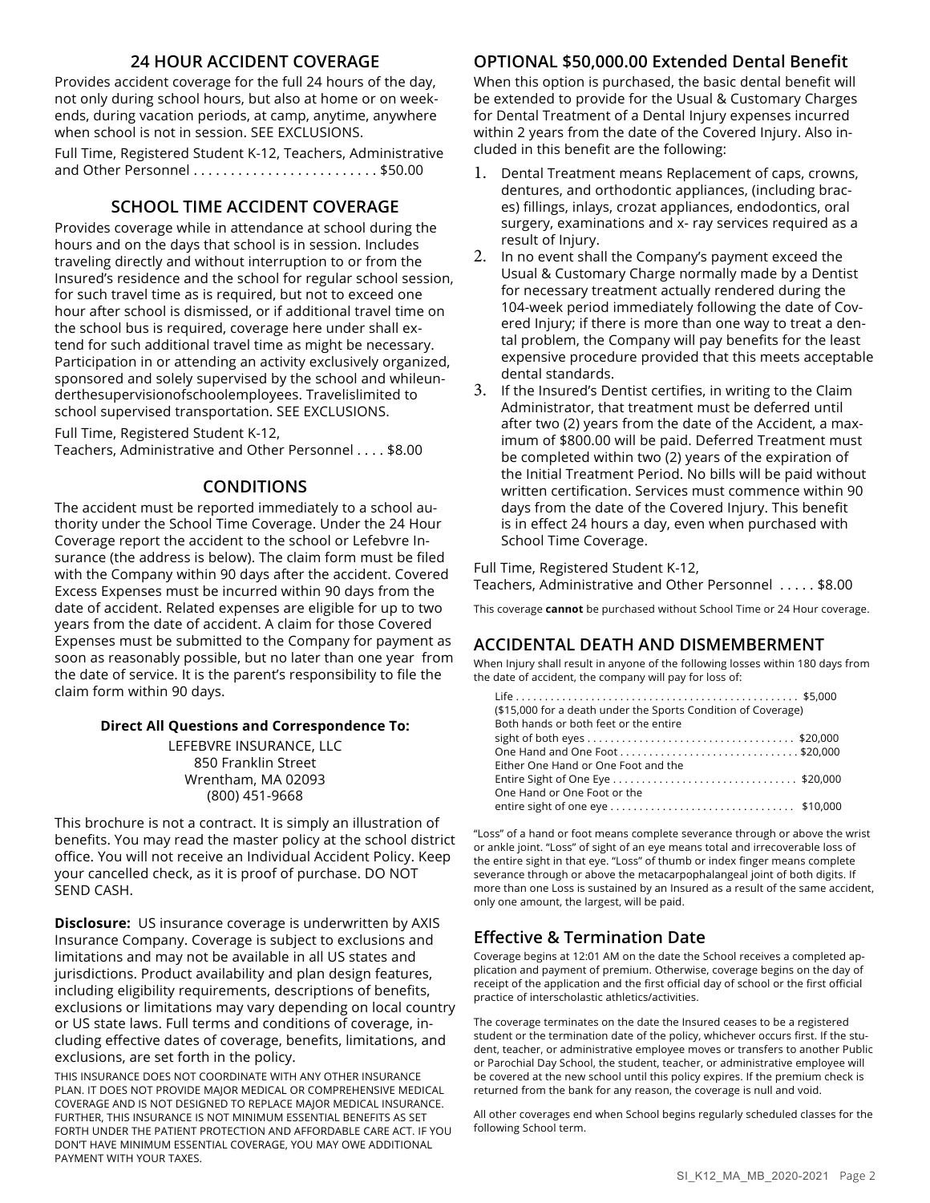## 24 HOUR ACCIDENT COVERAGE

Provides accident coverage for the full 24 hours of the day, not only during school hours, but also at home or on weekends, during vacation periods, at camp, anytime, anywhere when school is not in session. SEE EXCLUSIONS.

Full Time, Registered Student K-12, Teachers, Administrative and Other Personnel . . . . . . . . . . . . . . . . . . . . . . . . . $50.00

## SCHOOL TIME ACCIDENT COVERAGE

Provides coverage while in attendance at school during the hours and on the days that school is in session. Includes traveling directly and without interruption to or from the Insured's residence and the school for regular school session, for such travel time as is required, but not to exceed one hour after school is dismissed, or if additional travel time on the school bus is required, coverage here under shall extend for such additional travel time as might be necessary. Participation in or attending an activity exclusively organized, sponsored and solely supervised by the school and whileunderthesupervisionofschoolemployees. Travelislimited to school supervised transportation. SEE EXCLUSIONS.

Full Time, Registered Student K-12,
Teachers, Administrative and Other Personnel . . . . $8.00

## CONDITIONS

The accident must be reported immediately to a school authority under the School Time Coverage. Under the 24 Hour Coverage report the accident to the school or Lefebvre Insurance (the address is below). The claim form must be filed with the Company within 90 days after the accident. Covered Excess Expenses must be incurred within 90 days from the date of accident. Related expenses are eligible for up to two years from the date of accident. A claim for those Covered Expenses must be submitted to the Company for payment as soon as reasonably possible, but no later than one year from the date of service. It is the parent's responsibility to file the claim form within 90 days.

**Direct All Questions and Correspondence To:**

LEFEBVRE INSURANCE, LLC
850 Franklin Street
Wrentham, MA 02093
(800) 451-9668

This brochure is not a contract. It is simply an illustration of benefits. You may read the master policy at the school district office. You will not receive an Individual Accident Policy. Keep your cancelled check, as it is proof of purchase. DO NOT SEND CASH.

**Disclosure:** US insurance coverage is underwritten by AXIS Insurance Company. Coverage is subject to exclusions and limitations and may not be available in all US states and jurisdictions. Product availability and plan design features, including eligibility requirements, descriptions of benefits, exclusions or limitations may vary depending on local country or US state laws. Full terms and conditions of coverage, including effective dates of coverage, benefits, limitations, and exclusions, are set forth in the policy.

THIS INSURANCE DOES NOT COORDINATE WITH ANY OTHER INSURANCE PLAN. IT DOES NOT PROVIDE MAJOR MEDICAL OR COMPREHENSIVE MEDICAL COVERAGE AND IS NOT DESIGNED TO REPLACE MAJOR MEDICAL INSURANCE. FURTHER, THIS INSURANCE IS NOT MINIMUM ESSENTIAL BENEFITS AS SET FORTH UNDER THE PATIENT PROTECTION AND AFFORDABLE CARE ACT. IF YOU DON'T HAVE MINIMUM ESSENTIAL COVERAGE, YOU MAY OWE ADDITIONAL PAYMENT WITH YOUR TAXES.

## OPTIONAL $50,000.00 Extended Dental Benefit

When this option is purchased, the basic dental benefit will be extended to provide for the Usual & Customary Charges for Dental Treatment of a Dental Injury expenses incurred within 2 years from the date of the Covered Injury. Also included in this benefit are the following:

1. Dental Treatment means Replacement of caps, crowns, dentures, and orthodontic appliances, (including braces) fillings, inlays, crozat appliances, endodontics, oral surgery, examinations and x- ray services required as a result of Injury.
2. In no event shall the Company's payment exceed the Usual & Customary Charge normally made by a Dentist for necessary treatment actually rendered during the 104-week period immediately following the date of Covered Injury; if there is more than one way to treat a dental problem, the Company will pay benefits for the least expensive procedure provided that this meets acceptable dental standards.
3. If the Insured's Dentist certifies, in writing to the Claim Administrator, that treatment must be deferred until after two (2) years from the date of the Accident, a maximum of $800.00 will be paid. Deferred Treatment must be completed within two (2) years of the expiration of the Initial Treatment Period. No bills will be paid without written certification. Services must commence within 90 days from the date of the Covered Injury. This benefit is in effect 24 hours a day, even when purchased with School Time Coverage.

Full Time, Registered Student K-12,
Teachers, Administrative and Other Personnel . . . . . $8.00

This coverage **cannot** be purchased without School Time or 24 Hour coverage.

## ACCIDENTAL DEATH AND DISMEMBERMENT

When Injury shall result in anyone of the following losses within 180 days from the date of accident, the company will pay for loss of:

Life . . . . . . . . . . . . . . . . . . . . . . . . . . . . . . . . . . . . . . . . . . . . . . . . $5,000
($15,000 for a death under the Sports Condition of Coverage)
Both hands or both feet or the entire sight of both eyes . . . . . . . . . . . . . . . . . . . . . . . . . . . . . . . . . . . $20,000
One Hand and One Foot . . . . . . . . . . . . . . . . . . . . . . . . . . . . . . $20,000
Either One Hand or One Foot and the Entire Sight of One Eye . . . . . . . . . . . . . . . . . . . . . . . . . . . . . . . $20,000
One Hand or One Foot or the entire sight of one eye . . . . . . . . . . . . . . . . . . . . . . . . . . . . . . . $10,000

"Loss" of a hand or foot means complete severance through or above the wrist or ankle joint. "Loss" of sight of an eye means total and irrecoverable loss of the entire sight in that eye. "Loss" of thumb or index finger means complete severance through or above the metacarpophalangeal joint of both digits. If more than one Loss is sustained by an Insured as a result of the same accident, only one amount, the largest, will be paid.

## Effective & Termination Date

Coverage begins at 12:01 AM on the date the School receives a completed application and payment of premium. Otherwise, coverage begins on the day of receipt of the application and the first official day of school or the first official practice of interscholastic athletics/activities.

The coverage terminates on the date the Insured ceases to be a registered student or the termination date of the policy, whichever occurs first. If the student, teacher, or administrative employee moves or transfers to another Public or Parochial Day School, the student, teacher, or administrative employee will be covered at the new school until this policy expires. If the premium check is returned from the bank for any reason, the coverage is null and void.

All other coverages end when School begins regularly scheduled classes for the following School term.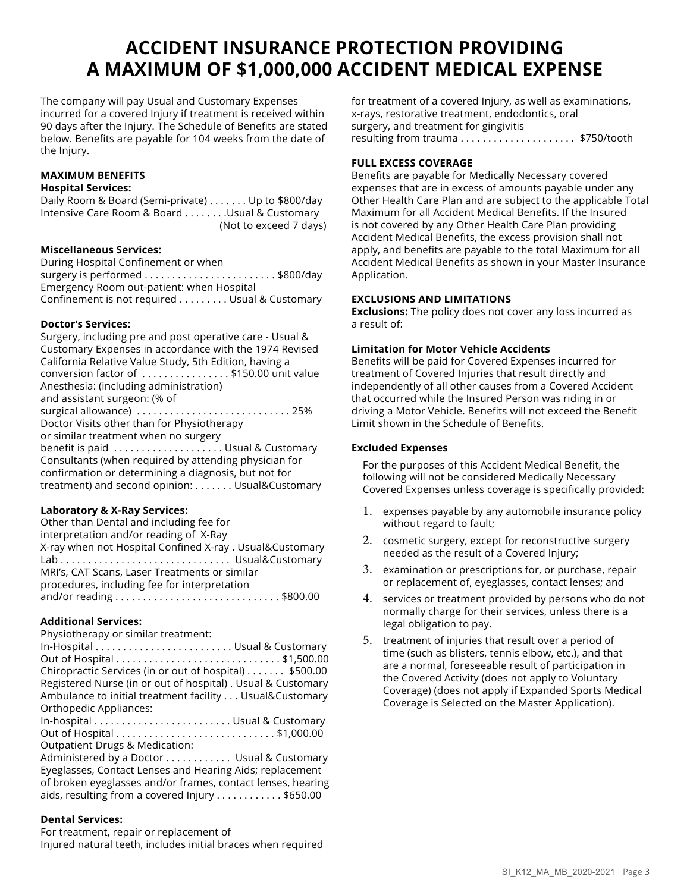# ACCIDENT INSURANCE PROTECTION PROVIDING A MAXIMUM OF $1,000,000 ACCIDENT MEDICAL EXPENSE

The company will pay Usual and Customary Expenses incurred for a covered Injury if treatment is received within 90 days after the Injury. The Schedule of Benefits are stated below. Benefits are payable for 104 weeks from the date of the Injury.

**MAXIMUM BENEFITS**

**Hospital Services:**

Daily Room & Board (Semi-private) . . . . . . . Up to $800/day
Intensive Care Room & Board . . . . . . . .Usual & Customary (Not to exceed 7 days)

**Miscellaneous Services:**

During Hospital Confinement or when surgery is performed . . . . . . . . . . . . . . . . . . . . . . . . $800/day
Emergency Room out-patient: when Hospital Confinement is not required . . . . . . . . . Usual & Customary

**Doctor's Services:**

Surgery, including pre and post operative care - Usual & Customary Expenses in accordance with the 1974 Revised California Relative Value Study, 5th Edition, having a conversion factor of . . . . . . . . . . . . . . . . $150.00 unit value
Anesthesia: (including administration) and assistant surgeon: (% of surgical allowance) . . . . . . . . . . . . . . . . . . . . . . . . . . . . 25%
Doctor Visits other than for Physiotherapy or similar treatment when no surgery benefit is paid . . . . . . . . . . . . . . . . . . . . Usual & Customary
Consultants (when required by attending physician for confirmation or determining a diagnosis, but not for treatment) and second opinion: . . . . . . . Usual&Customary

**Laboratory & X-Ray Services:**

Other than Dental and including fee for interpretation and/or reading of X-Ray
X-ray when not Hospital Confined X-ray . Usual&Customary
Lab . . . . . . . . . . . . . . . . . . . . . . . . . . . . . . . Usual&Customary
MRI's, CAT Scans, Laser Treatments or similar procedures, including fee for interpretation and/or reading . . . . . . . . . . . . . . . . . . . . . . . . . . . . . . $800.00

**Additional Services:**

Physiotherapy or similar treatment:
In-Hospital . . . . . . . . . . . . . . . . . . . . . . . . . Usual & Customary
Out of Hospital . . . . . . . . . . . . . . . . . . . . . . . . . . . . . $1,500.00
Chiropractic Services (in or out of hospital) . . . . . . . $500.00
Registered Nurse (in or out of hospital) . Usual & Customary
Ambulance to initial treatment facility . . . Usual&Customary
Orthopedic Appliances:
In-hospital . . . . . . . . . . . . . . . . . . . . . . . . . Usual & Customary
Out of Hospital . . . . . . . . . . . . . . . . . . . . . . . . . . . . $1,000.00
Outpatient Drugs & Medication:
Administered by a Doctor . . . . . . . . . . . . Usual & Customary
Eyeglasses, Contact Lenses and Hearing Aids; replacement of broken eyeglasses and/or frames, contact lenses, hearing aids, resulting from a covered Injury . . . . . . . . . . . . $650.00

**Dental Services:**

For treatment, repair or replacement of Injured natural teeth, includes initial braces when required for treatment of a covered Injury, as well as examinations, x-rays, restorative treatment, endodontics, oral surgery, and treatment for gingivitis resulting from trauma . . . . . . . . . . . . . . . . . . . . . $750/tooth

**FULL EXCESS COVERAGE**

Benefits are payable for Medically Necessary covered expenses that are in excess of amounts payable under any Other Health Care Plan and are subject to the applicable Total Maximum for all Accident Medical Benefits. If the Insured is not covered by any Other Health Care Plan providing Accident Medical Benefits, the excess provision shall not apply, and benefits are payable to the total Maximum for all Accident Medical Benefits as shown in your Master Insurance Application.

**EXCLUSIONS AND LIMITATIONS**

**Exclusions:** The policy does not cover any loss incurred as a result of:

**Limitation for Motor Vehicle Accidents**

Benefits will be paid for Covered Expenses incurred for treatment of Covered Injuries that result directly and independently of all other causes from a Covered Accident that occurred while the Insured Person was riding in or driving a Motor Vehicle. Benefits will not exceed the Benefit Limit shown in the Schedule of Benefits.

**Excluded Expenses**

For the purposes of this Accident Medical Benefit, the following will not be considered Medically Necessary Covered Expenses unless coverage is specifically provided:

1. expenses payable by any automobile insurance policy without regard to fault;
2. cosmetic surgery, except for reconstructive surgery needed as the result of a Covered Injury;
3. examination or prescriptions for, or purchase, repair or replacement of, eyeglasses, contact lenses; and
4. services or treatment provided by persons who do not normally charge for their services, unless there is a legal obligation to pay.
5. treatment of injuries that result over a period of time (such as blisters, tennis elbow, etc.), and that are a normal, foreseeable result of participation in the Covered Activity (does not apply to Voluntary Coverage) (does not apply if Expanded Sports Medical Coverage is Selected on the Master Application).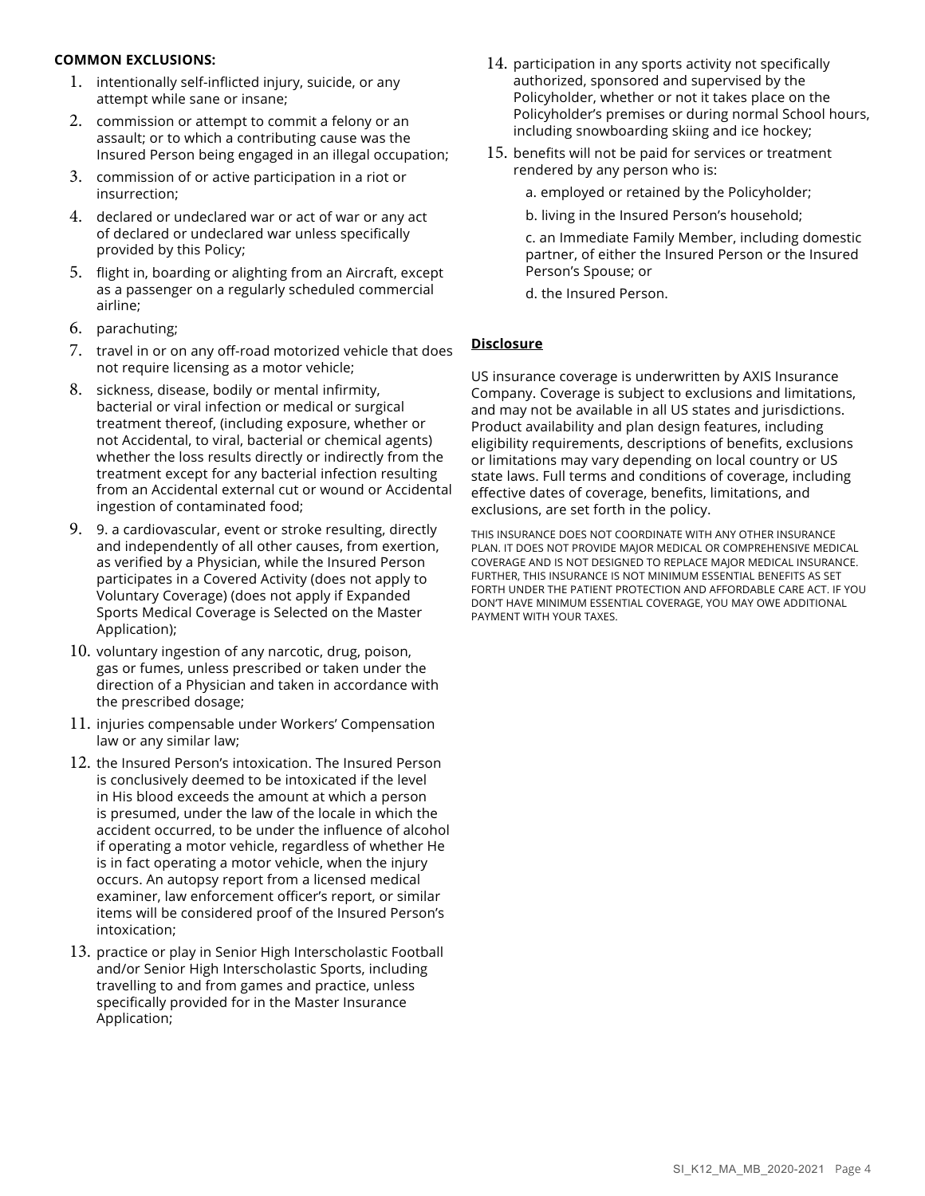**COMMON EXCLUSIONS:**

1. intentionally self-inflicted injury, suicide, or any attempt while sane or insane;
2. commission or attempt to commit a felony or an assault; or to which a contributing cause was the Insured Person being engaged in an illegal occupation;
3. commission of or active participation in a riot or insurrection;
4. declared or undeclared war or act of war or any act of declared or undeclared war unless specifically provided by this Policy;
5. flight in, boarding or alighting from an Aircraft, except as a passenger on a regularly scheduled commercial airline;
6. parachuting;
7. travel in or on any off-road motorized vehicle that does not require licensing as a motor vehicle;
8. sickness, disease, bodily or mental infirmity, bacterial or viral infection or medical or surgical treatment thereof, (including exposure, whether or not Accidental, to viral, bacterial or chemical agents) whether the loss results directly or indirectly from the treatment except for any bacterial infection resulting from an Accidental external cut or wound or Accidental ingestion of contaminated food;
9. 9. a cardiovascular, event or stroke resulting, directly and independently of all other causes, from exertion, as verified by a Physician, while the Insured Person participates in a Covered Activity (does not apply to Voluntary Coverage) (does not apply if Expanded Sports Medical Coverage is Selected on the Master Application);
10. voluntary ingestion of any narcotic, drug, poison, gas or fumes, unless prescribed or taken under the direction of a Physician and taken in accordance with the prescribed dosage;
11. injuries compensable under Workers' Compensation law or any similar law;
12. the Insured Person's intoxication. The Insured Person is conclusively deemed to be intoxicated if the level in His blood exceeds the amount at which a person is presumed, under the law of the locale in which the accident occurred, to be under the influence of alcohol if operating a motor vehicle, regardless of whether He is in fact operating a motor vehicle, when the injury occurs. An autopsy report from a licensed medical examiner, law enforcement officer's report, or similar items will be considered proof of the Insured Person's intoxication;
13. practice or play in Senior High Interscholastic Football and/or Senior High Interscholastic Sports, including travelling to and from games and practice, unless specifically provided for in the Master Insurance Application;
14. participation in any sports activity not specifically authorized, sponsored and supervised by the Policyholder, whether or not it takes place on the Policyholder's premises or during normal School hours, including snowboarding skiing and ice hockey;
15. benefits will not be paid for services or treatment rendered by any person who is:

    a. employed or retained by the Policyholder;

    b. living in the Insured Person's household;

    c. an Immediate Family Member, including domestic partner, of either the Insured Person or the Insured Person's Spouse; or

    d. the Insured Person.

## Disclosure

US insurance coverage is underwritten by AXIS Insurance Company. Coverage is subject to exclusions and limitations, and may not be available in all US states and jurisdictions. Product availability and plan design features, including eligibility requirements, descriptions of benefits, exclusions or limitations may vary depending on local country or US state laws. Full terms and conditions of coverage, including effective dates of coverage, benefits, limitations, and exclusions, are set forth in the policy.

THIS INSURANCE DOES NOT COORDINATE WITH ANY OTHER INSURANCE PLAN. IT DOES NOT PROVIDE MAJOR MEDICAL OR COMPREHENSIVE MEDICAL COVERAGE AND IS NOT DESIGNED TO REPLACE MAJOR MEDICAL INSURANCE. FURTHER, THIS INSURANCE IS NOT MINIMUM ESSENTIAL BENEFITS AS SET FORTH UNDER THE PATIENT PROTECTION AND AFFORDABLE CARE ACT. IF YOU DON'T HAVE MINIMUM ESSENTIAL COVERAGE, YOU MAY OWE ADDITIONAL PAYMENT WITH YOUR TAXES.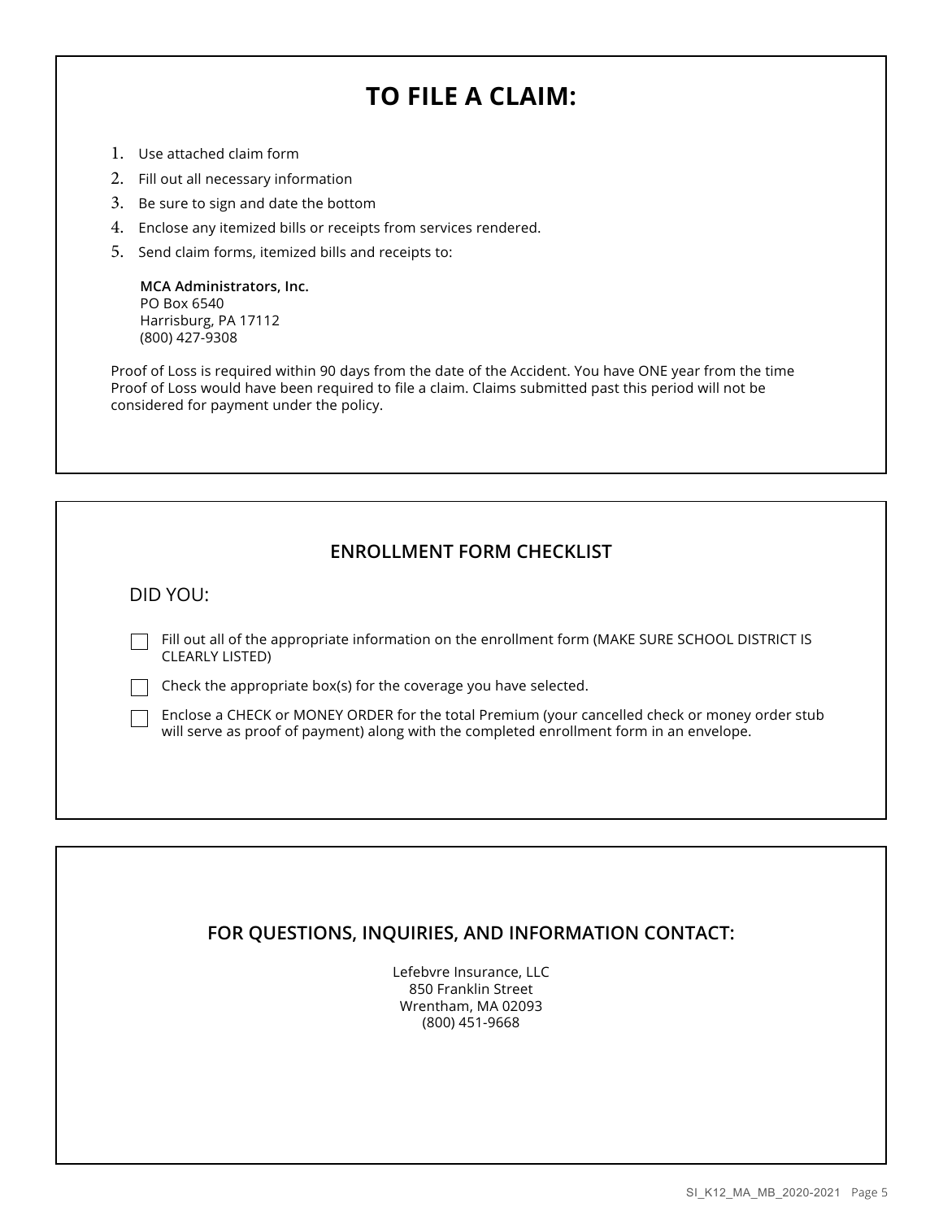# TO FILE A CLAIM:

1. Use attached claim form
2. Fill out all necessary information
3. Be sure to sign and date the bottom
4. Enclose any itemized bills or receipts from services rendered.
5. Send claim forms, itemized bills and receipts to:

   **MCA Administrators, Inc.**
   PO Box 6540
   Harrisburg, PA 17112
   (800) 427-9308

Proof of Loss is required within 90 days from the date of the Accident. You have ONE year from the time Proof of Loss would have been required to file a claim. Claims submitted past this period will not be considered for payment under the policy.

## ENROLLMENT FORM CHECKLIST

DID YOU:

- ☐ Fill out all of the appropriate information on the enrollment form (MAKE SURE SCHOOL DISTRICT IS CLEARLY LISTED)
- ☐ Check the appropriate box(s) for the coverage you have selected.
- ☐ Enclose a CHECK or MONEY ORDER for the total Premium (your cancelled check or money order stub will serve as proof of payment) along with the completed enrollment form in an envelope.

## FOR QUESTIONS, INQUIRIES, AND INFORMATION CONTACT:

Lefebvre Insurance, LLC
850 Franklin Street
Wrentham, MA 02093
(800) 451-9668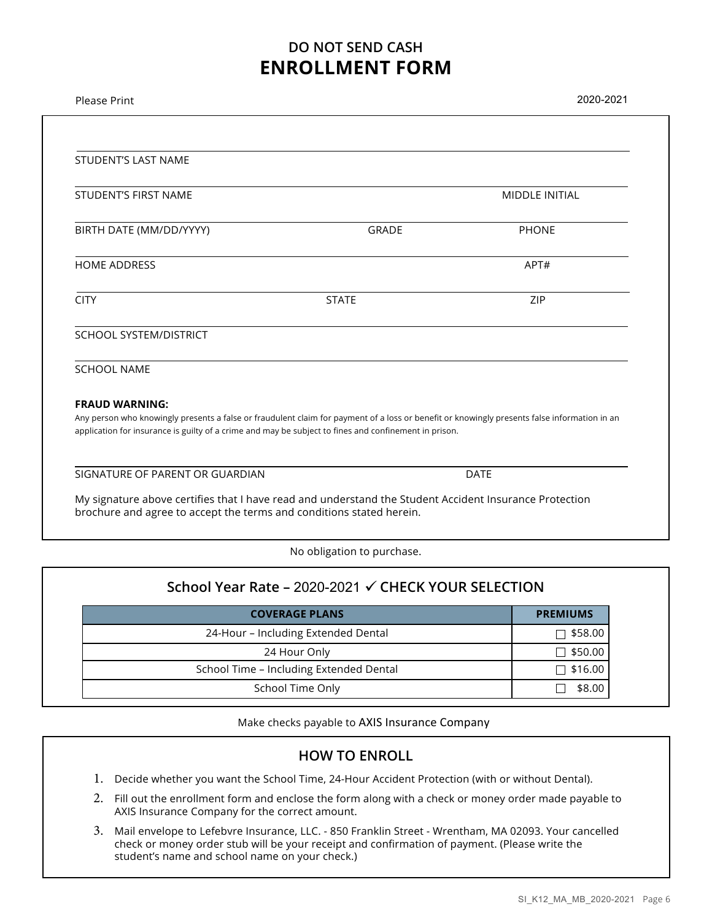# DO NOT SEND CASH

# ENROLLMENT FORM

Please Print

2020-2021

STUDENT'S LAST NAME

STUDENT'S FIRST NAME MIDDLE INITIAL

BIRTH DATE (MM/DD/YYYY) GRADE PHONE

HOME ADDRESS APT#

CITY STATE ZIP

SCHOOL SYSTEM/DISTRICT

SCHOOL NAME

**FRAUD WARNING:**

Any person who knowingly presents a false or fraudulent claim for payment of a loss or benefit or knowingly presents false information in an application for insurance is guilty of a crime and may be subject to fines and confinement in prison.

SIGNATURE OF PARENT OR GUARDIAN DATE

My signature above certifies that I have read and understand the Student Accident Insurance Protection brochure and agree to accept the terms and conditions stated herein.

No obligation to purchase.

## School Year Rate – 2020-2021 ✓ CHECK YOUR SELECTION

| COVERAGE PLANS | PREMIUMS |
|---|---|
| 24-Hour – Including Extended Dental | ☐ $58.00 |
| 24 Hour Only | ☐ $50.00 |
| School Time – Including Extended Dental | ☐ $16.00 |
| School Time Only | ☐ $8.00 |

Make checks payable to AXIS Insurance Company

## HOW TO ENROLL

1. Decide whether you want the School Time, 24-Hour Accident Protection (with or without Dental).
2. Fill out the enrollment form and enclose the form along with a check or money order made payable to AXIS Insurance Company for the correct amount.
3. Mail envelope to Lefebvre Insurance, LLC. - 850 Franklin Street - Wrentham, MA 02093. Your cancelled check or money order stub will be your receipt and confirmation of payment. (Please write the student's name and school name on your check.)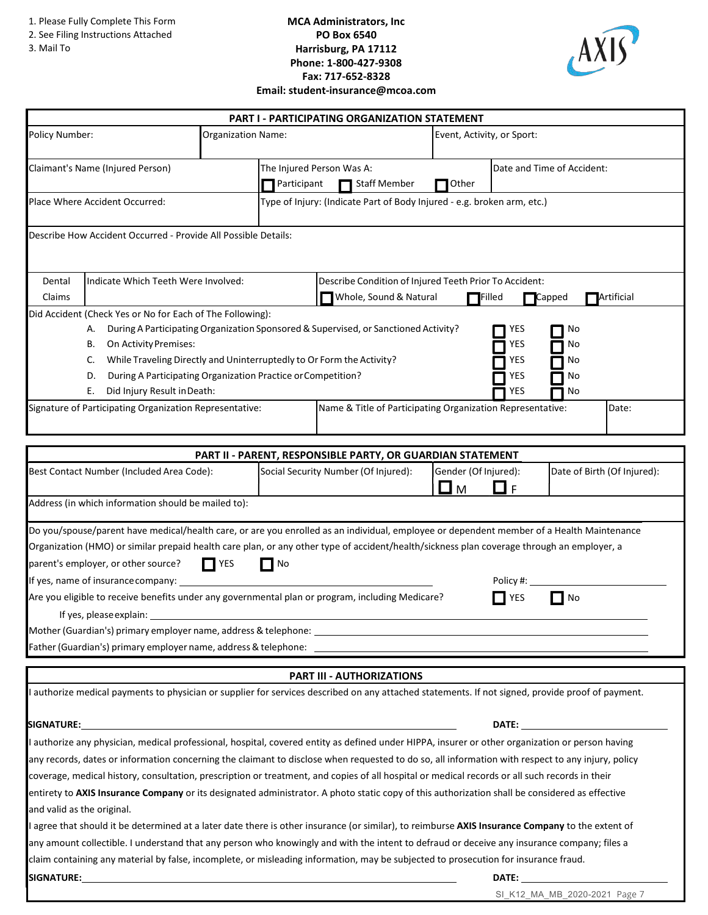1. Please Fully Complete This Form
2. See Filing Instructions Attached
3. Mail To

**MCA Administrators, Inc**
**PO Box 6540**
**Harrisburg, PA 17112**
**Phone: 1-800-427-9308**
**Fax: 717-652-8328**
**Email: student-insurance@mcoa.com**

## PART I - PARTICIPATING ORGANIZATION STATEMENT

| Policy Number: | Organization Name: | Event, Activity, or Sport: |
|---|---|---|
| | | |

| Claimant's Name (Injured Person) | The Injured Person Was A: ☐ Participant ☐ Staff Member ☐ Other | Date and Time of Accident: |
|---|---|---|
| | | |

| Place Where Accident Occurred: | Type of Injury: (Indicate Part of Body Injured - e.g. broken arm, etc.) |
|---|---|
| | |

Describe How Accident Occurred - Provide All Possible Details:

| Dental Claims | Indicate Which Teeth Were Involved: | Describe Condition of Injured Teeth Prior To Accident: ☐ Whole, Sound & Natural ☐ Filled ☐ Capped ☐ Artificial |
|---|---|---|

Did Accident (Check Yes or No for Each of The Following):

| | | | |
|---|---|---|---|
| A. | During A Participating Organization Sponsored & Supervised, or Sanctioned Activity? | ☐ YES | ☐ No |
| B. | On Activity Premises: | ☐ YES | ☐ No |
| C. | While Traveling Directly and Uninterruptedly to Or Form the Activity? | ☐ YES | ☐ No |
| D. | During A Participating Organization Practice or Competition? | ☐ YES | ☐ No |
| E. | Did Injury Result in Death: | ☐ YES | ☐ No |

| Signature of Participating Organization Representative: | Name & Title of Participating Organization Representative: | Date: |
|---|---|---|
| | | |

## PART II - PARENT, RESPONSIBLE PARTY, OR GUARDIAN STATEMENT

| Best Contact Number (Included Area Code): | Social Security Number (Of Injured): | Gender (Of Injured): ☐ M ☐ F | Date of Birth (Of Injured): |
|---|---|---|---|
| | | | |

Address (in which information should be mailed to):

Do you/spouse/parent have medical/health care, or are you enrolled as an individual, employee or dependent member of a Health Maintenance Organization (HMO) or similar prepaid health care plan, or any other type of accident/health/sickness plan coverage through an employer, a parent's employer, or other source? ☐ YES ☐ No

If yes, name of insurance company: ______________________ Policy #: ______________

Are you eligible to receive benefits under any governmental plan or program, including Medicare? ☐ YES ☐ No

If yes, please explain: ______________________

Mother (Guardian's) primary employer name, address & telephone: ______________________

Father (Guardian's) primary employer name, address & telephone: ______________________

## PART III - AUTHORIZATIONS

I authorize medical payments to physician or supplier for services described on any attached statements. If not signed, provide proof of payment.

**SIGNATURE:** ______________________ **DATE:** ______________

I authorize any physician, medical professional, hospital, covered entity as defined under HIPPA, insurer or other organization or person having any records, dates or information concerning the claimant to disclose when requested to do so, all information with respect to any injury, policy coverage, medical history, consultation, prescription or treatment, and copies of all hospital or medical records or all such records in their entirety to **AXIS Insurance Company** or its designated administrator. A photo static copy of this authorization shall be considered as effective and valid as the original.

I agree that should it be determined at a later date there is other insurance (or similar), to reimburse **AXIS Insurance Company** to the extent of any amount collectible. I understand that any person who knowingly and with the intent to defraud or deceive any insurance company; files a claim containing any material by false, incomplete, or misleading information, may be subjected to prosecution for insurance fraud.

**SIGNATURE:** ______________________ **DATE:** ______________

SI_K12_MA_MB_2020-2021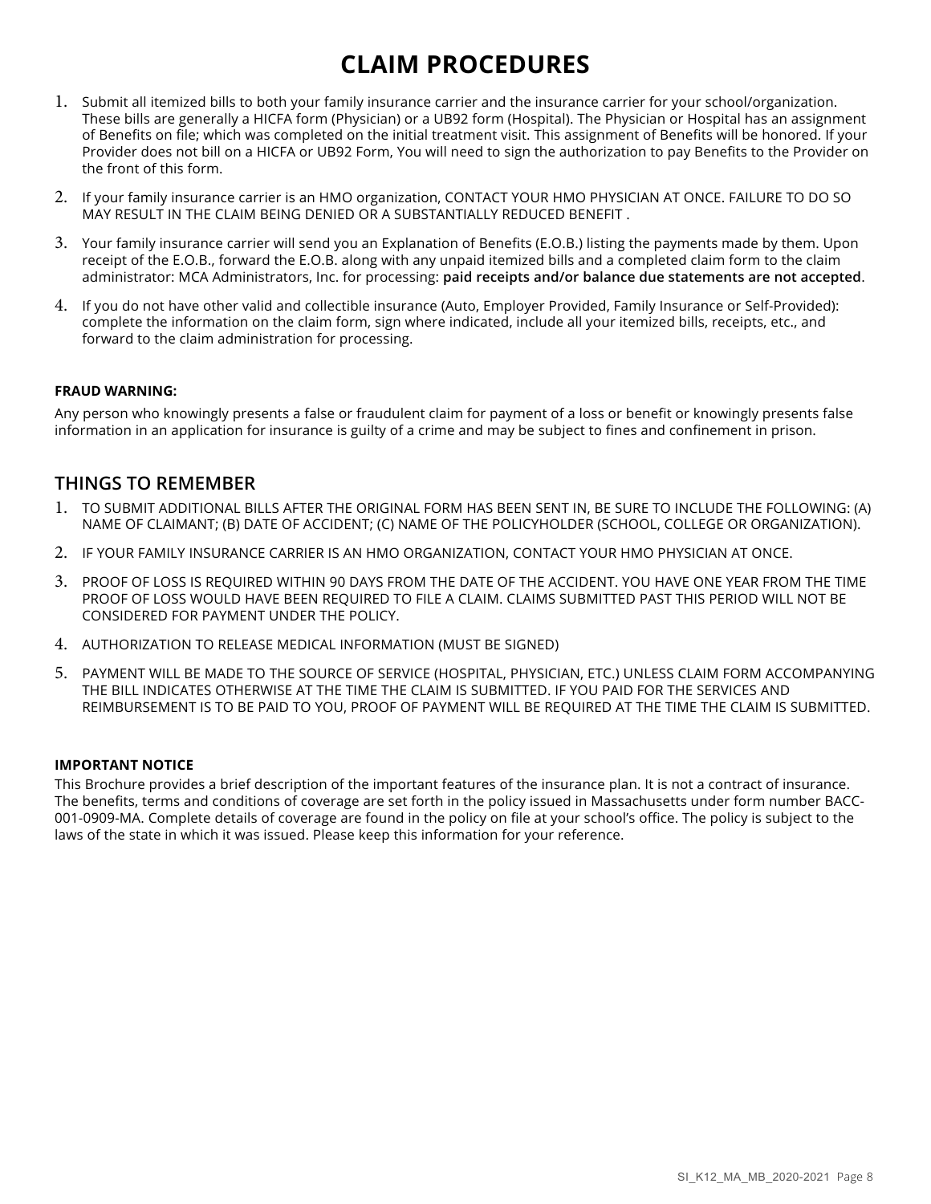# CLAIM PROCEDURES

1. Submit all itemized bills to both your family insurance carrier and the insurance carrier for your school/organization. These bills are generally a HICFA form (Physician) or a UB92 form (Hospital). The Physician or Hospital has an assignment of Benefits on file; which was completed on the initial treatment visit. This assignment of Benefits will be honored. If your Provider does not bill on a HICFA or UB92 Form, You will need to sign the authorization to pay Benefits to the Provider on the front of this form.
2. If your family insurance carrier is an HMO organization, CONTACT YOUR HMO PHYSICIAN AT ONCE. FAILURE TO DO SO MAY RESULT IN THE CLAIM BEING DENIED OR A SUBSTANTIALLY REDUCED BENEFIT .
3. Your family insurance carrier will send you an Explanation of Benefits (E.O.B.) listing the payments made by them. Upon receipt of the E.O.B., forward the E.O.B. along with any unpaid itemized bills and a completed claim form to the claim administrator: MCA Administrators, Inc. for processing: **paid receipts and/or balance due statements are not accepted**.
4. If you do not have other valid and collectible insurance (Auto, Employer Provided, Family Insurance or Self-Provided): complete the information on the claim form, sign where indicated, include all your itemized bills, receipts, etc., and forward to the claim administration for processing.

**FRAUD WARNING:**

Any person who knowingly presents a false or fraudulent claim for payment of a loss or benefit or knowingly presents false information in an application for insurance is guilty of a crime and may be subject to fines and confinement in prison.

## THINGS TO REMEMBER

1. TO SUBMIT ADDITIONAL BILLS AFTER THE ORIGINAL FORM HAS BEEN SENT IN, BE SURE TO INCLUDE THE FOLLOWING: (A) NAME OF CLAIMANT; (B) DATE OF ACCIDENT; (C) NAME OF THE POLICYHOLDER (SCHOOL, COLLEGE OR ORGANIZATION).
2. IF YOUR FAMILY INSURANCE CARRIER IS AN HMO ORGANIZATION, CONTACT YOUR HMO PHYSICIAN AT ONCE.
3. PROOF OF LOSS IS REQUIRED WITHIN 90 DAYS FROM THE DATE OF THE ACCIDENT. YOU HAVE ONE YEAR FROM THE TIME PROOF OF LOSS WOULD HAVE BEEN REQUIRED TO FILE A CLAIM. CLAIMS SUBMITTED PAST THIS PERIOD WILL NOT BE CONSIDERED FOR PAYMENT UNDER THE POLICY.
4. AUTHORIZATION TO RELEASE MEDICAL INFORMATION (MUST BE SIGNED)
5. PAYMENT WILL BE MADE TO THE SOURCE OF SERVICE (HOSPITAL, PHYSICIAN, ETC.) UNLESS CLAIM FORM ACCOMPANYING THE BILL INDICATES OTHERWISE AT THE TIME THE CLAIM IS SUBMITTED. IF YOU PAID FOR THE SERVICES AND REIMBURSEMENT IS TO BE PAID TO YOU, PROOF OF PAYMENT WILL BE REQUIRED AT THE TIME THE CLAIM IS SUBMITTED.

**IMPORTANT NOTICE**

This Brochure provides a brief description of the important features of the insurance plan. It is not a contract of insurance. The benefits, terms and conditions of coverage are set forth in the policy issued in Massachusetts under form number BACC-001-0909-MA. Complete details of coverage are found in the policy on file at your school's office. The policy is subject to the laws of the state in which it was issued. Please keep this information for your reference.